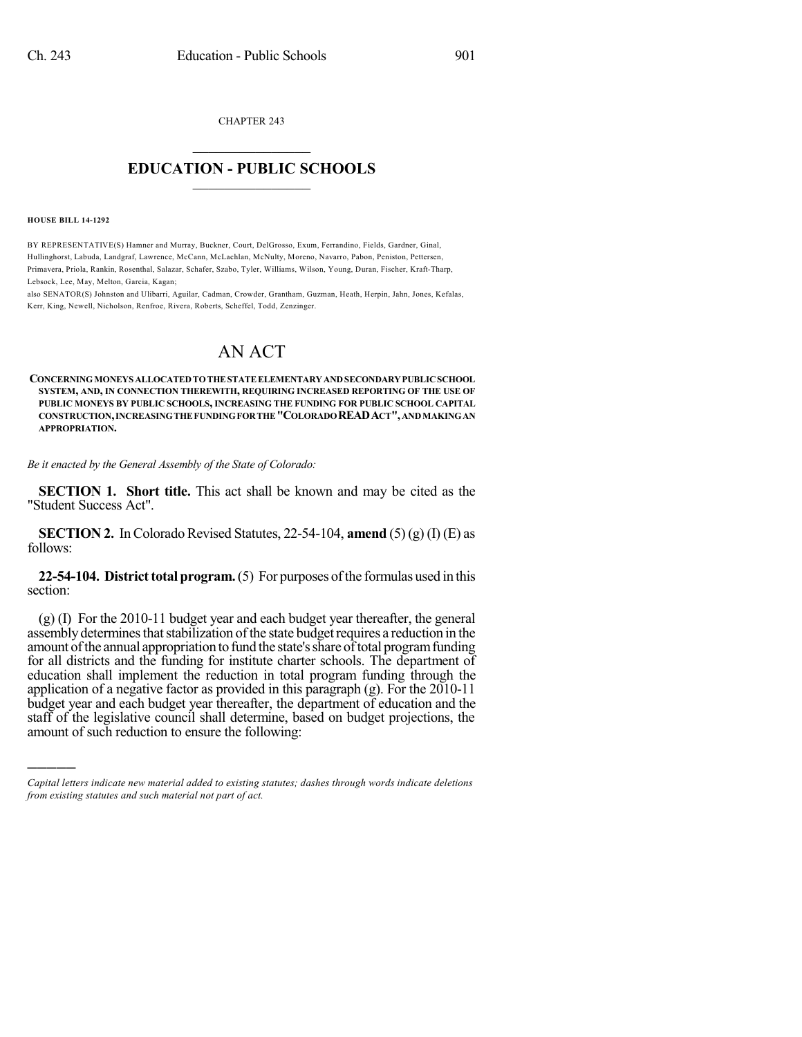CHAPTER 243

# EDUCATION - PUBLIC SCHOOLS

**HOUSE BILL 14-1292**

BY REPRESENTATIVE(S) Hamner and Murray, Buckner, Court, DelGrosso, Exum, Ferrandino, Fields, Gardner, Ginal, Hullinghorst, Labuda, Landgraf, Lawrence, McCann, McLachlan, McNulty, Moreno, Navarro, Pabon, Peniston, Pettersen, Primavera, Priola, Rankin, Rosenthal, Salazar, Schafer, Szabo, Tyler, Williams, Wilson, Young, Duran, Fischer, Kraft-Tharp, Lebsock, Lee, May, Melton, Garcia, Kagan;
also SENATOR(S) Johnston and Ulibarri, Aguilar, Cadman, Crowder, Grantham, Guzman, Heath, Herpin, Jahn, Jones, Kefalas, Kerr, King, Newell, Nicholson, Renfroe, Rivera, Roberts, Scheffel, Todd, Zenzinger.

# AN ACT

**CONCERNING MONEYS ALLOCATED TO THE STATE ELEMENTARY AND SECONDARY PUBLIC SCHOOL SYSTEM, AND, IN CONNECTION THEREWITH, REQUIRING INCREASED REPORTING OF THE USE OF PUBLIC MONEYS BY PUBLIC SCHOOLS, INCREASING THE FUNDING FOR PUBLIC SCHOOL CAPITAL CONSTRUCTION, INCREASING THE FUNDING FOR THE "COLORADO READ ACT", AND MAKING AN APPROPRIATION.**

*Be it enacted by the General Assembly of the State of Colorado:*

**SECTION 1. Short title.** This act shall be known and may be cited as the "Student Success Act".

**SECTION 2.** In Colorado Revised Statutes, 22-54-104, **amend** (5) (g) (I) (E) as follows:

**22-54-104. District total program.** (5) For purposes of the formulas used in this section:

(g) (I) For the 2010-11 budget year and each budget year thereafter, the general assembly determines that stabilization of the state budget requires a reduction in the amount of the annual appropriation to fund the state's share of total program funding for all districts and the funding for institute charter schools. The department of education shall implement the reduction in total program funding through the application of a negative factor as provided in this paragraph (g). For the 2010-11 budget year and each budget year thereafter, the department of education and the staff of the legislative council shall determine, based on budget projections, the amount of such reduction to ensure the following:

---

*Capital letters indicate new material added to existing statutes; dashes through words indicate deletions from existing statutes and such material not part of act.*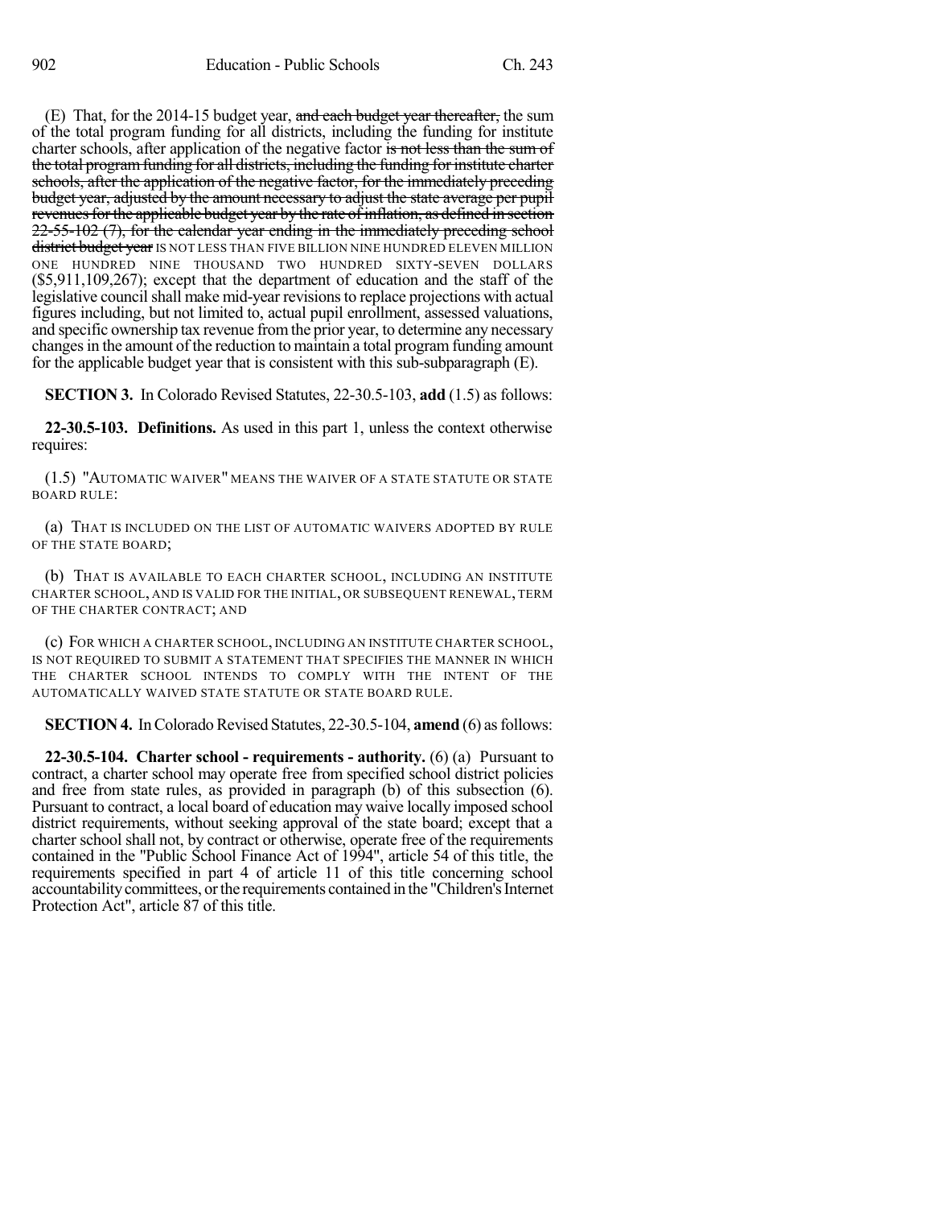(E) That, for the 2014-15 budget year, ~~and each budget year thereafter,~~ the sum of the total program funding for all districts, including the funding for institute charter schools, after application of the negative factor ~~is not less than the sum of the total program funding for all districts, including the funding for institute charter schools, after the application of the negative factor, for the immediately preceding budget year, adjusted by the amount necessary to adjust the state average per pupil revenues for the applicable budget year by the rate of inflation, as defined in section 22-55-102 (7), for the calendar year ending in the immediately preceding school district budget year~~ IS NOT LESS THAN FIVE BILLION NINE HUNDRED ELEVEN MILLION ONE HUNDRED NINE THOUSAND TWO HUNDRED SIXTY-SEVEN DOLLARS ($5,911,109,267); except that the department of education and the staff of the legislative council shall make mid-year revisions to replace projections with actual figures including, but not limited to, actual pupil enrollment, assessed valuations, and specific ownership tax revenue from the prior year, to determine any necessary changes in the amount of the reduction to maintain a total program funding amount for the applicable budget year that is consistent with this sub-subparagraph (E).

**SECTION 3.** In Colorado Revised Statutes, 22-30.5-103, **add** (1.5) as follows:

**22-30.5-103. Definitions.** As used in this part 1, unless the context otherwise requires:

(1.5) "AUTOMATIC WAIVER" MEANS THE WAIVER OF A STATE STATUTE OR STATE BOARD RULE:

(a) THAT IS INCLUDED ON THE LIST OF AUTOMATIC WAIVERS ADOPTED BY RULE OF THE STATE BOARD;

(b) THAT IS AVAILABLE TO EACH CHARTER SCHOOL, INCLUDING AN INSTITUTE CHARTER SCHOOL, AND IS VALID FOR THE INITIAL, OR SUBSEQUENT RENEWAL, TERM OF THE CHARTER CONTRACT; AND

(c) FOR WHICH A CHARTER SCHOOL, INCLUDING AN INSTITUTE CHARTER SCHOOL, IS NOT REQUIRED TO SUBMIT A STATEMENT THAT SPECIFIES THE MANNER IN WHICH THE CHARTER SCHOOL INTENDS TO COMPLY WITH THE INTENT OF THE AUTOMATICALLY WAIVED STATE STATUTE OR STATE BOARD RULE.

**SECTION 4.** In Colorado Revised Statutes, 22-30.5-104, **amend** (6) as follows:

**22-30.5-104. Charter school - requirements - authority.** (6) (a) Pursuant to contract, a charter school may operate free from specified school district policies and free from state rules, as provided in paragraph (b) of this subsection (6). Pursuant to contract, a local board of education may waive locally imposed school district requirements, without seeking approval of the state board; except that a charter school shall not, by contract or otherwise, operate free of the requirements contained in the "Public School Finance Act of 1994", article 54 of this title, the requirements specified in part 4 of article 11 of this title concerning school accountability committees, or the requirements contained in the "Children's Internet Protection Act", article 87 of this title.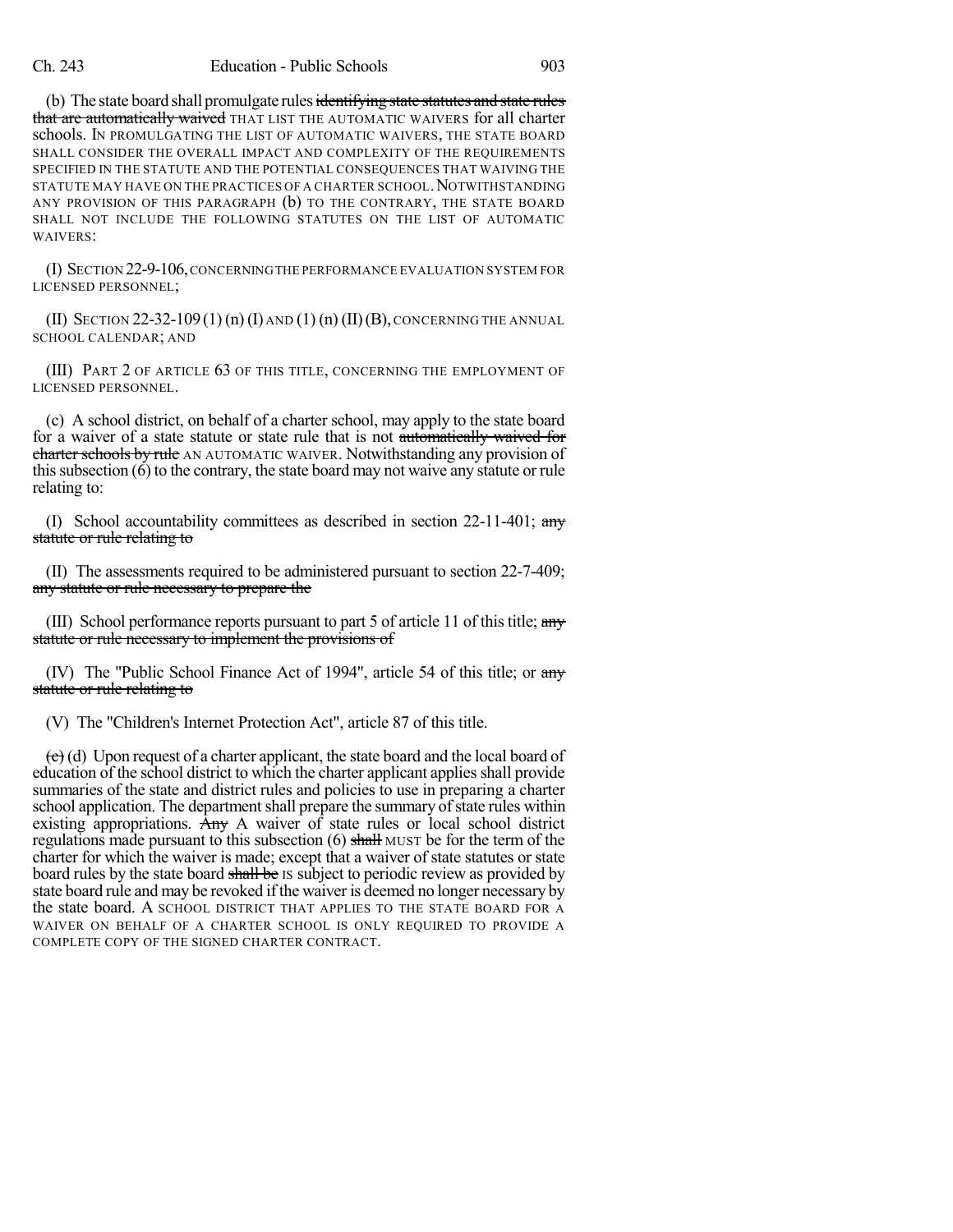(b) The state board shall promulgate rules ~~identifying state statutes and state rules that are automatically waived~~ THAT LIST THE AUTOMATIC WAIVERS for all charter schools. IN PROMULGATING THE LIST OF AUTOMATIC WAIVERS, THE STATE BOARD SHALL CONSIDER THE OVERALL IMPACT AND COMPLEXITY OF THE REQUIREMENTS SPECIFIED IN THE STATUTE AND THE POTENTIAL CONSEQUENCES THAT WAIVING THE STATUTE MAY HAVE ON THE PRACTICES OF A CHARTER SCHOOL. NOTWITHSTANDING ANY PROVISION OF THIS PARAGRAPH (b) TO THE CONTRARY, THE STATE BOARD SHALL NOT INCLUDE THE FOLLOWING STATUTES ON THE LIST OF AUTOMATIC WAIVERS:

(I) SECTION 22-9-106, CONCERNING THE PERFORMANCE EVALUATION SYSTEM FOR LICENSED PERSONNEL;

(II) SECTION 22-32-109 (1) (n) (I) AND (1) (n) (II) (B), CONCERNING THE ANNUAL SCHOOL CALENDAR; AND

(III) PART 2 OF ARTICLE 63 OF THIS TITLE, CONCERNING THE EMPLOYMENT OF LICENSED PERSONNEL.

(c) A school district, on behalf of a charter school, may apply to the state board for a waiver of a state statute or state rule that is not ~~automatically waived for charter schools by rule~~ AN AUTOMATIC WAIVER. Notwithstanding any provision of this subsection (6) to the contrary, the state board may not waive any statute or rule relating to:

(I) School accountability committees as described in section 22-11-401; ~~any statute or rule relating to~~

(II) The assessments required to be administered pursuant to section 22-7-409; ~~any statute or rule necessary to prepare the~~

(III) School performance reports pursuant to part 5 of article 11 of this title; ~~any statute or rule necessary to implement the provisions of~~

(IV) The "Public School Finance Act of 1994", article 54 of this title; or ~~any statute or rule relating to~~

(V) The "Children's Internet Protection Act", article 87 of this title.

~~(c)~~ (d) Upon request of a charter applicant, the state board and the local board of education of the school district to which the charter applicant applies shall provide summaries of the state and district rules and policies to use in preparing a charter school application. The department shall prepare the summary of state rules within existing appropriations. ~~Any~~ A waiver of state rules or local school district regulations made pursuant to this subsection (6) ~~shall~~ MUST be for the term of the charter for which the waiver is made; except that a waiver of state statutes or state board rules by the state board ~~shall be~~ IS subject to periodic review as provided by state board rule and may be revoked if the waiver is deemed no longer necessary by the state board. A SCHOOL DISTRICT THAT APPLIES TO THE STATE BOARD FOR A WAIVER ON BEHALF OF A CHARTER SCHOOL IS ONLY REQUIRED TO PROVIDE A COMPLETE COPY OF THE SIGNED CHARTER CONTRACT.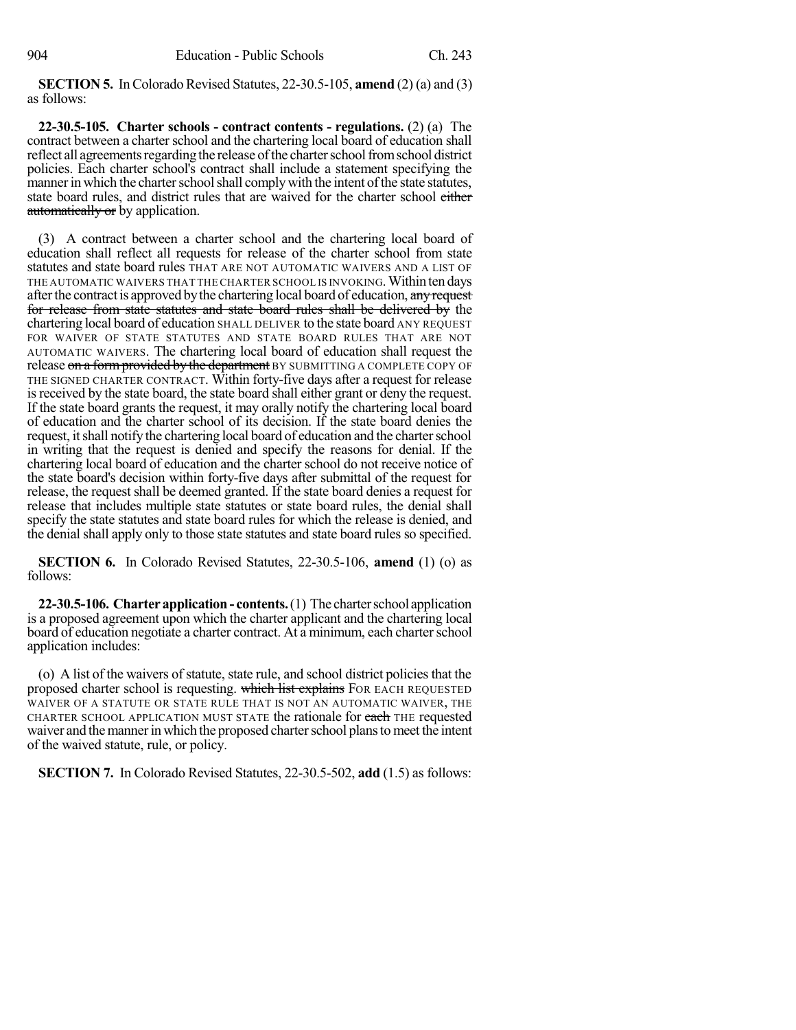**SECTION 5.** In Colorado Revised Statutes, 22-30.5-105, **amend** (2) (a) and (3) as follows:

**22-30.5-105. Charter schools - contract contents - regulations.** (2) (a) The contract between a charter school and the chartering local board of education shall reflect all agreements regarding the release of the charter school from school district policies. Each charter school's contract shall include a statement specifying the manner in which the charter school shall comply with the intent of the state statutes, state board rules, and district rules that are waived for the charter school ~~either automatically or~~ by application.

(3) A contract between a charter school and the chartering local board of education shall reflect all requests for release of the charter school from state statutes and state board rules THAT ARE NOT AUTOMATIC WAIVERS AND A LIST OF THE AUTOMATIC WAIVERS THAT THE CHARTER SCHOOL IS INVOKING. Within ten days after the contract is approved by the chartering local board of education, ~~any request for release from state statutes and state board rules shall be delivered by~~ the chartering local board of education SHALL DELIVER to the state board ANY REQUEST FOR WAIVER OF STATE STATUTES AND STATE BOARD RULES THAT ARE NOT AUTOMATIC WAIVERS. The chartering local board of education shall request the release ~~on a form provided by the department~~ BY SUBMITTING A COMPLETE COPY OF THE SIGNED CHARTER CONTRACT. Within forty-five days after a request for release is received by the state board, the state board shall either grant or deny the request. If the state board grants the request, it may orally notify the chartering local board of education and the charter school of its decision. If the state board denies the request, it shall notify the chartering local board of education and the charter school in writing that the request is denied and specify the reasons for denial. If the chartering local board of education and the charter school do not receive notice of the state board's decision within forty-five days after submittal of the request for release, the request shall be deemed granted. If the state board denies a request for release that includes multiple state statutes or state board rules, the denial shall specify the state statutes and state board rules for which the release is denied, and the denial shall apply only to those state statutes and state board rules so specified.

**SECTION 6.** In Colorado Revised Statutes, 22-30.5-106, **amend** (1) (o) as follows:

**22-30.5-106. Charter application - contents.** (1) The charter school application is a proposed agreement upon which the charter applicant and the chartering local board of education negotiate a charter contract. At a minimum, each charter school application includes:

(o) A list of the waivers of statute, state rule, and school district policies that the proposed charter school is requesting. ~~which list explains~~ FOR EACH REQUESTED WAIVER OF A STATUTE OR STATE RULE THAT IS NOT AN AUTOMATIC WAIVER, THE CHARTER SCHOOL APPLICATION MUST STATE the rationale for ~~each~~ THE requested waiver and the manner in which the proposed charter school plans to meet the intent of the waived statute, rule, or policy.

**SECTION 7.** In Colorado Revised Statutes, 22-30.5-502, **add** (1.5) as follows: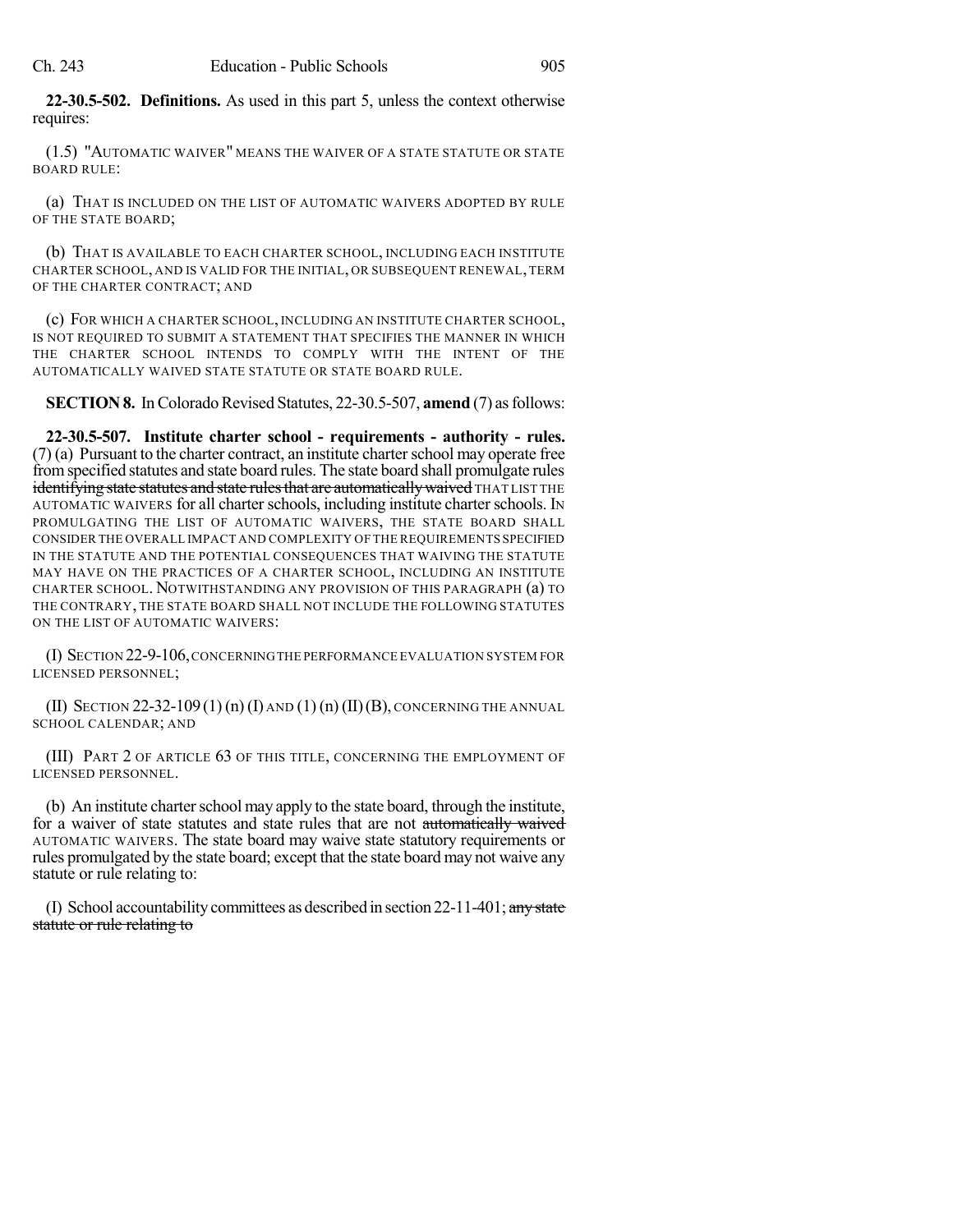**22-30.5-502. Definitions.** As used in this part 5, unless the context otherwise requires:

(1.5) "AUTOMATIC WAIVER" MEANS THE WAIVER OF A STATE STATUTE OR STATE BOARD RULE:

(a) THAT IS INCLUDED ON THE LIST OF AUTOMATIC WAIVERS ADOPTED BY RULE OF THE STATE BOARD;

(b) THAT IS AVAILABLE TO EACH CHARTER SCHOOL, INCLUDING EACH INSTITUTE CHARTER SCHOOL, AND IS VALID FOR THE INITIAL, OR SUBSEQUENT RENEWAL, TERM OF THE CHARTER CONTRACT; AND

(c) FOR WHICH A CHARTER SCHOOL, INCLUDING AN INSTITUTE CHARTER SCHOOL, IS NOT REQUIRED TO SUBMIT A STATEMENT THAT SPECIFIES THE MANNER IN WHICH THE CHARTER SCHOOL INTENDS TO COMPLY WITH THE INTENT OF THE AUTOMATICALLY WAIVED STATE STATUTE OR STATE BOARD RULE.

**SECTION 8.** In Colorado Revised Statutes, 22-30.5-507, **amend** (7) as follows:

**22-30.5-507. Institute charter school - requirements - authority - rules.** (7) (a) Pursuant to the charter contract, an institute charter school may operate free from specified statutes and state board rules. The state board shall promulgate rules ~~identifying state statutes and state rules that are automatically waived~~ THAT LIST THE AUTOMATIC WAIVERS for all charter schools, including institute charter schools. IN PROMULGATING THE LIST OF AUTOMATIC WAIVERS, THE STATE BOARD SHALL CONSIDER THE OVERALL IMPACT AND COMPLEXITY OF THE REQUIREMENTS SPECIFIED IN THE STATUTE AND THE POTENTIAL CONSEQUENCES THAT WAIVING THE STATUTE MAY HAVE ON THE PRACTICES OF A CHARTER SCHOOL, INCLUDING AN INSTITUTE CHARTER SCHOOL. NOTWITHSTANDING ANY PROVISION OF THIS PARAGRAPH (a) TO THE CONTRARY, THE STATE BOARD SHALL NOT INCLUDE THE FOLLOWING STATUTES ON THE LIST OF AUTOMATIC WAIVERS:

(I) SECTION 22-9-106, CONCERNING THE PERFORMANCE EVALUATION SYSTEM FOR LICENSED PERSONNEL;

(II) SECTION 22-32-109 (1) (n) (I) AND (1) (n) (II) (B), CONCERNING THE ANNUAL SCHOOL CALENDAR; AND

(III) PART 2 OF ARTICLE 63 OF THIS TITLE, CONCERNING THE EMPLOYMENT OF LICENSED PERSONNEL.

(b) An institute charter school may apply to the state board, through the institute, for a waiver of state statutes and state rules that are not ~~automatically waived~~ AUTOMATIC WAIVERS. The state board may waive state statutory requirements or rules promulgated by the state board; except that the state board may not waive any statute or rule relating to:

(I) School accountability committees as described in section 22-11-401; ~~any state statute or rule relating to~~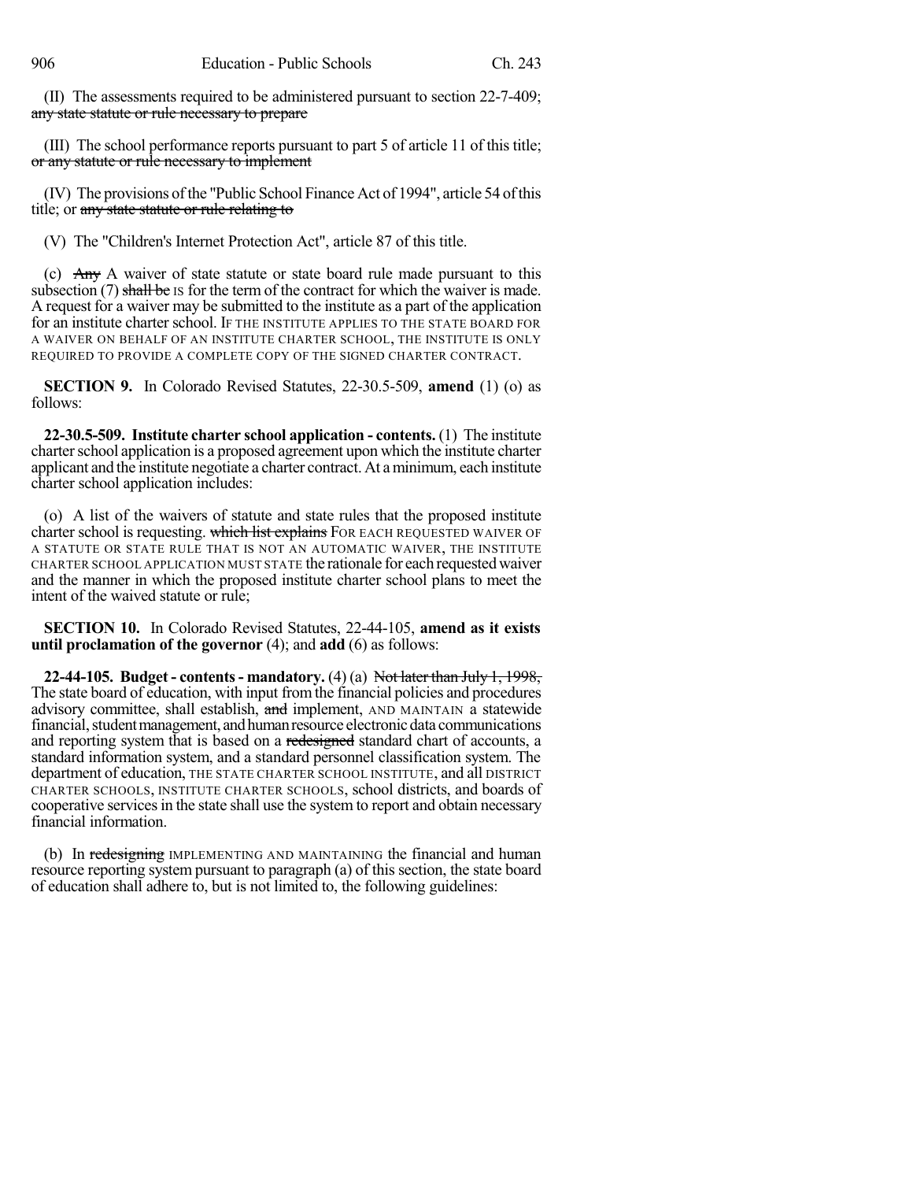(II) The assessments required to be administered pursuant to section 22-7-409; ~~any state statute or rule necessary to prepare~~

(III) The school performance reports pursuant to part 5 of article 11 of this title; ~~or any statute or rule necessary to implement~~

(IV) The provisions of the "Public School Finance Act of 1994", article 54 of this title; or ~~any state statute or rule relating to~~

(V) The "Children's Internet Protection Act", article 87 of this title.

(c) ~~Any~~ A waiver of state statute or state board rule made pursuant to this subsection (7) ~~shall be~~ IS for the term of the contract for which the waiver is made. A request for a waiver may be submitted to the institute as a part of the application for an institute charter school. IF THE INSTITUTE APPLIES TO THE STATE BOARD FOR A WAIVER ON BEHALF OF AN INSTITUTE CHARTER SCHOOL, THE INSTITUTE IS ONLY REQUIRED TO PROVIDE A COMPLETE COPY OF THE SIGNED CHARTER CONTRACT.

**SECTION 9.** In Colorado Revised Statutes, 22-30.5-509, **amend** (1) (o) as follows:

**22-30.5-509. Institute charter school application - contents.** (1) The institute charter school application is a proposed agreement upon which the institute charter applicant and the institute negotiate a charter contract. At a minimum, each institute charter school application includes:

(o) A list of the waivers of statute and state rules that the proposed institute charter school is requesting. ~~which list explains~~ FOR EACH REQUESTED WAIVER OF A STATUTE OR STATE RULE THAT IS NOT AN AUTOMATIC WAIVER, THE INSTITUTE CHARTER SCHOOL APPLICATION MUST STATE the rationale for each requested waiver and the manner in which the proposed institute charter school plans to meet the intent of the waived statute or rule;

**SECTION 10.** In Colorado Revised Statutes, 22-44-105, **amend as it exists until proclamation of the governor** (4); and **add** (6) as follows:

**22-44-105. Budget - contents - mandatory.** (4) (a) ~~Not later than July 1, 1998,~~ The state board of education, with input from the financial policies and procedures advisory committee, shall establish, ~~and~~ implement, AND MAINTAIN a statewide financial, student management, and human resource electronic data communications and reporting system that is based on a ~~redesigned~~ standard chart of accounts, a standard information system, and a standard personnel classification system. The department of education, THE STATE CHARTER SCHOOL INSTITUTE, and all DISTRICT CHARTER SCHOOLS, INSTITUTE CHARTER SCHOOLS, school districts, and boards of cooperative services in the state shall use the system to report and obtain necessary financial information.

(b) In ~~redesigning~~ IMPLEMENTING AND MAINTAINING the financial and human resource reporting system pursuant to paragraph (a) of this section, the state board of education shall adhere to, but is not limited to, the following guidelines: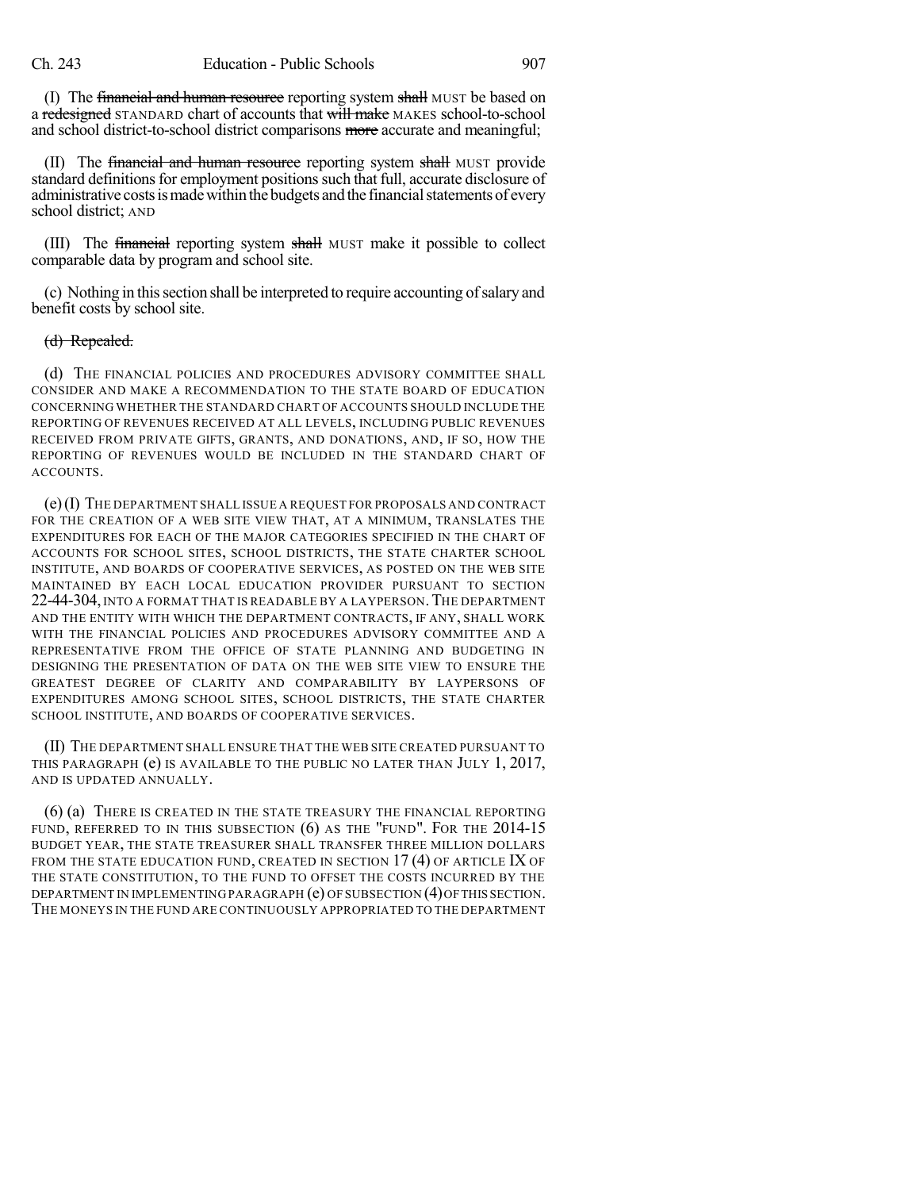(I) The ~~financial and human resource~~ reporting system ~~shall~~ MUST be based on a ~~redesigned~~ STANDARD chart of accounts that ~~will make~~ MAKES school-to-school and school district-to-school district comparisons ~~more~~ accurate and meaningful;

(II) The ~~financial and human resource~~ reporting system ~~shall~~ MUST provide standard definitions for employment positions such that full, accurate disclosure of administrative costs is made within the budgets and the financial statements of every school district; AND

(III) The ~~financial~~ reporting system ~~shall~~ MUST make it possible to collect comparable data by program and school site.

(c) Nothing in this section shall be interpreted to require accounting of salary and benefit costs by school site.

~~(d) Repealed.~~

(d) THE FINANCIAL POLICIES AND PROCEDURES ADVISORY COMMITTEE SHALL CONSIDER AND MAKE A RECOMMENDATION TO THE STATE BOARD OF EDUCATION CONCERNING WHETHER THE STANDARD CHART OF ACCOUNTS SHOULD INCLUDE THE REPORTING OF REVENUES RECEIVED AT ALL LEVELS, INCLUDING PUBLIC REVENUES RECEIVED FROM PRIVATE GIFTS, GRANTS, AND DONATIONS, AND, IF SO, HOW THE REPORTING OF REVENUES WOULD BE INCLUDED IN THE STANDARD CHART OF ACCOUNTS.

(e) (I) THE DEPARTMENT SHALL ISSUE A REQUEST FOR PROPOSALS AND CONTRACT FOR THE CREATION OF A WEB SITE VIEW THAT, AT A MINIMUM, TRANSLATES THE EXPENDITURES FOR EACH OF THE MAJOR CATEGORIES SPECIFIED IN THE CHART OF ACCOUNTS FOR SCHOOL SITES, SCHOOL DISTRICTS, THE STATE CHARTER SCHOOL INSTITUTE, AND BOARDS OF COOPERATIVE SERVICES, AS POSTED ON THE WEB SITE MAINTAINED BY EACH LOCAL EDUCATION PROVIDER PURSUANT TO SECTION 22-44-304, INTO A FORMAT THAT IS READABLE BY A LAYPERSON. THE DEPARTMENT AND THE ENTITY WITH WHICH THE DEPARTMENT CONTRACTS, IF ANY, SHALL WORK WITH THE FINANCIAL POLICIES AND PROCEDURES ADVISORY COMMITTEE AND A REPRESENTATIVE FROM THE OFFICE OF STATE PLANNING AND BUDGETING IN DESIGNING THE PRESENTATION OF DATA ON THE WEB SITE VIEW TO ENSURE THE GREATEST DEGREE OF CLARITY AND COMPARABILITY BY LAYPERSONS OF EXPENDITURES AMONG SCHOOL SITES, SCHOOL DISTRICTS, THE STATE CHARTER SCHOOL INSTITUTE, AND BOARDS OF COOPERATIVE SERVICES.

(II) THE DEPARTMENT SHALL ENSURE THAT THE WEB SITE CREATED PURSUANT TO THIS PARAGRAPH (e) IS AVAILABLE TO THE PUBLIC NO LATER THAN JULY 1, 2017, AND IS UPDATED ANNUALLY.

(6) (a) THERE IS CREATED IN THE STATE TREASURY THE FINANCIAL REPORTING FUND, REFERRED TO IN THIS SUBSECTION (6) AS THE "FUND". FOR THE 2014-15 BUDGET YEAR, THE STATE TREASURER SHALL TRANSFER THREE MILLION DOLLARS FROM THE STATE EDUCATION FUND, CREATED IN SECTION 17 (4) OF ARTICLE IX OF THE STATE CONSTITUTION, TO THE FUND TO OFFSET THE COSTS INCURRED BY THE DEPARTMENT IN IMPLEMENTING PARAGRAPH (e) OF SUBSECTION (4) OF THIS SECTION. THE MONEYS IN THE FUND ARE CONTINUOUSLY APPROPRIATED TO THE DEPARTMENT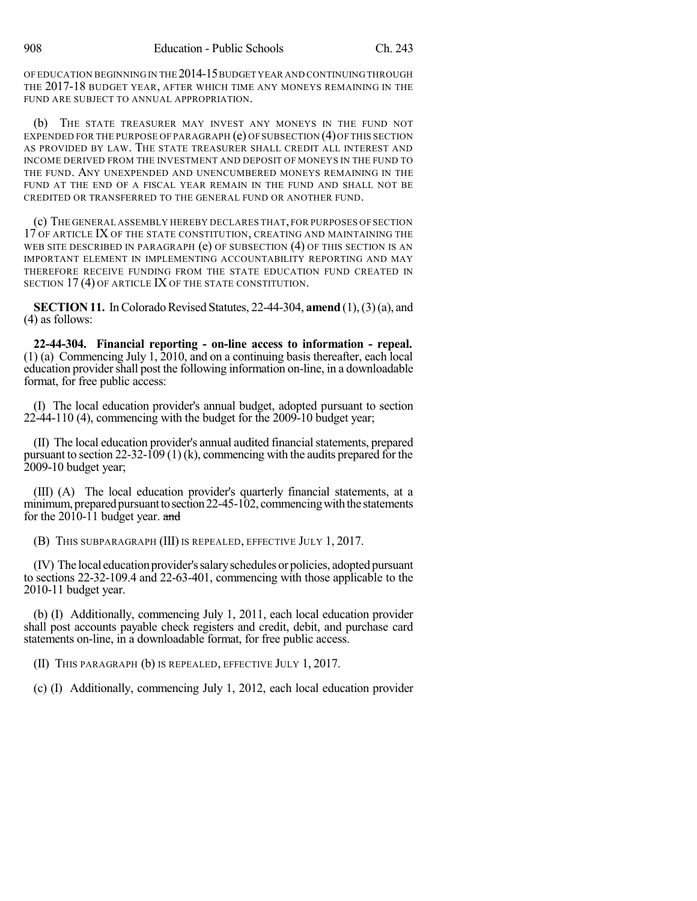OF EDUCATION BEGINNING IN THE 2014-15 BUDGET YEAR AND CONTINUING THROUGH THE 2017-18 BUDGET YEAR, AFTER WHICH TIME ANY MONEYS REMAINING IN THE FUND ARE SUBJECT TO ANNUAL APPROPRIATION.

(b) THE STATE TREASURER MAY INVEST ANY MONEYS IN THE FUND NOT EXPENDED FOR THE PURPOSE OF PARAGRAPH (e) OF SUBSECTION (4) OF THIS SECTION AS PROVIDED BY LAW. THE STATE TREASURER SHALL CREDIT ALL INTEREST AND INCOME DERIVED FROM THE INVESTMENT AND DEPOSIT OF MONEYS IN THE FUND TO THE FUND. ANY UNEXPENDED AND UNENCUMBERED MONEYS REMAINING IN THE FUND AT THE END OF A FISCAL YEAR REMAIN IN THE FUND AND SHALL NOT BE CREDITED OR TRANSFERRED TO THE GENERAL FUND OR ANOTHER FUND.

(c) THE GENERAL ASSEMBLY HEREBY DECLARES THAT, FOR PURPOSES OF SECTION 17 OF ARTICLE IX OF THE STATE CONSTITUTION, CREATING AND MAINTAINING THE WEB SITE DESCRIBED IN PARAGRAPH (e) OF SUBSECTION (4) OF THIS SECTION IS AN IMPORTANT ELEMENT IN IMPLEMENTING ACCOUNTABILITY REPORTING AND MAY THEREFORE RECEIVE FUNDING FROM THE STATE EDUCATION FUND CREATED IN SECTION 17 (4) OF ARTICLE IX OF THE STATE CONSTITUTION.

**SECTION 11.** In Colorado Revised Statutes, 22-44-304, **amend** (1), (3) (a), and (4) as follows:

**22-44-304. Financial reporting - on-line access to information - repeal.** (1) (a) Commencing July 1, 2010, and on a continuing basis thereafter, each local education provider shall post the following information on-line, in a downloadable format, for free public access:

(I) The local education provider's annual budget, adopted pursuant to section 22-44-110 (4), commencing with the budget for the 2009-10 budget year;

(II) The local education provider's annual audited financial statements, prepared pursuant to section 22-32-109 (1) (k), commencing with the audits prepared for the 2009-10 budget year;

(III) (A) The local education provider's quarterly financial statements, at a minimum, prepared pursuant to section 22-45-102, commencing with the statements for the 2010-11 budget year. ~~and~~

(B) THIS SUBPARAGRAPH (III) IS REPEALED, EFFECTIVE JULY 1, 2017.

(IV) The local education provider's salary schedules or policies, adopted pursuant to sections 22-32-109.4 and 22-63-401, commencing with those applicable to the 2010-11 budget year.

(b) (I) Additionally, commencing July 1, 2011, each local education provider shall post accounts payable check registers and credit, debit, and purchase card statements on-line, in a downloadable format, for free public access.

(II) THIS PARAGRAPH (b) IS REPEALED, EFFECTIVE JULY 1, 2017.

(c) (I) Additionally, commencing July 1, 2012, each local education provider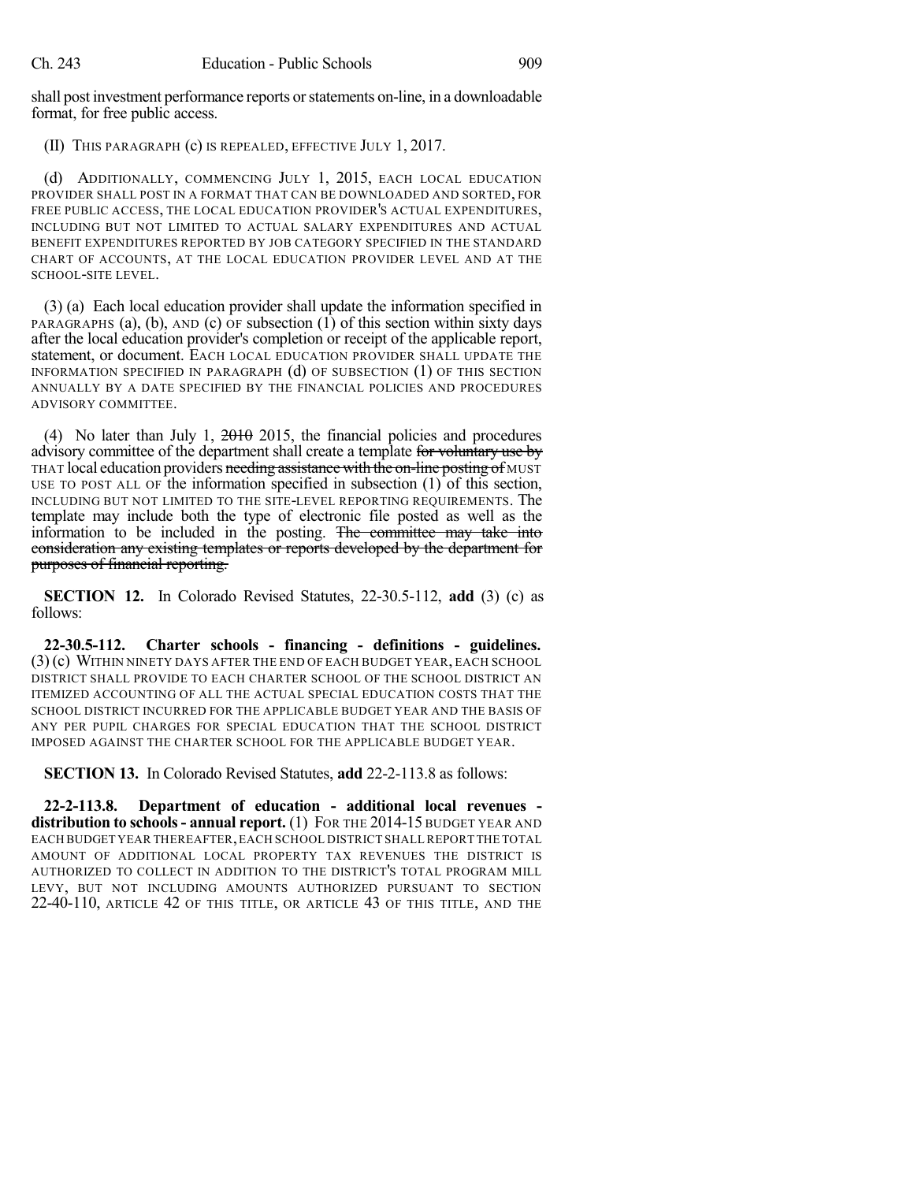shall post investment performance reports or statements on-line, in a downloadable format, for free public access.

(II) THIS PARAGRAPH (c) IS REPEALED, EFFECTIVE JULY 1, 2017.

(d) ADDITIONALLY, COMMENCING JULY 1, 2015, EACH LOCAL EDUCATION PROVIDER SHALL POST IN A FORMAT THAT CAN BE DOWNLOADED AND SORTED, FOR FREE PUBLIC ACCESS, THE LOCAL EDUCATION PROVIDER'S ACTUAL EXPENDITURES, INCLUDING BUT NOT LIMITED TO ACTUAL SALARY EXPENDITURES AND ACTUAL BENEFIT EXPENDITURES REPORTED BY JOB CATEGORY SPECIFIED IN THE STANDARD CHART OF ACCOUNTS, AT THE LOCAL EDUCATION PROVIDER LEVEL AND AT THE SCHOOL-SITE LEVEL.

(3) (a) Each local education provider shall update the information specified in PARAGRAPHS (a), (b), AND (c) OF subsection (1) of this section within sixty days after the local education provider's completion or receipt of the applicable report, statement, or document. EACH LOCAL EDUCATION PROVIDER SHALL UPDATE THE INFORMATION SPECIFIED IN PARAGRAPH (d) OF SUBSECTION (1) OF THIS SECTION ANNUALLY BY A DATE SPECIFIED BY THE FINANCIAL POLICIES AND PROCEDURES ADVISORY COMMITTEE.

(4) No later than July 1, ~~2010~~ 2015, the financial policies and procedures advisory committee of the department shall create a template ~~for voluntary use by~~ THAT local education providers ~~needing assistance with the on-line posting of~~ MUST USE TO POST ALL OF the information specified in subsection (1) of this section, INCLUDING BUT NOT LIMITED TO THE SITE-LEVEL REPORTING REQUIREMENTS. The template may include both the type of electronic file posted as well as the information to be included in the posting. ~~The committee may take into consideration any existing templates or reports developed by the department for purposes of financial reporting.~~

**SECTION 12.** In Colorado Revised Statutes, 22-30.5-112, **add** (3) (c) as follows:

**22-30.5-112. Charter schools - financing - definitions - guidelines.** (3) (c) WITHIN NINETY DAYS AFTER THE END OF EACH BUDGET YEAR, EACH SCHOOL DISTRICT SHALL PROVIDE TO EACH CHARTER SCHOOL OF THE SCHOOL DISTRICT AN ITEMIZED ACCOUNTING OF ALL THE ACTUAL SPECIAL EDUCATION COSTS THAT THE SCHOOL DISTRICT INCURRED FOR THE APPLICABLE BUDGET YEAR AND THE BASIS OF ANY PER PUPIL CHARGES FOR SPECIAL EDUCATION THAT THE SCHOOL DISTRICT IMPOSED AGAINST THE CHARTER SCHOOL FOR THE APPLICABLE BUDGET YEAR.

**SECTION 13.** In Colorado Revised Statutes, **add** 22-2-113.8 as follows:

**22-2-113.8. Department of education - additional local revenues - distribution to schools - annual report.** (1) FOR THE 2014-15 BUDGET YEAR AND EACH BUDGET YEAR THEREAFTER, EACH SCHOOL DISTRICT SHALL REPORT THE TOTAL AMOUNT OF ADDITIONAL LOCAL PROPERTY TAX REVENUES THE DISTRICT IS AUTHORIZED TO COLLECT IN ADDITION TO THE DISTRICT'S TOTAL PROGRAM MILL LEVY, BUT NOT INCLUDING AMOUNTS AUTHORIZED PURSUANT TO SECTION 22-40-110, ARTICLE 42 OF THIS TITLE, OR ARTICLE 43 OF THIS TITLE, AND THE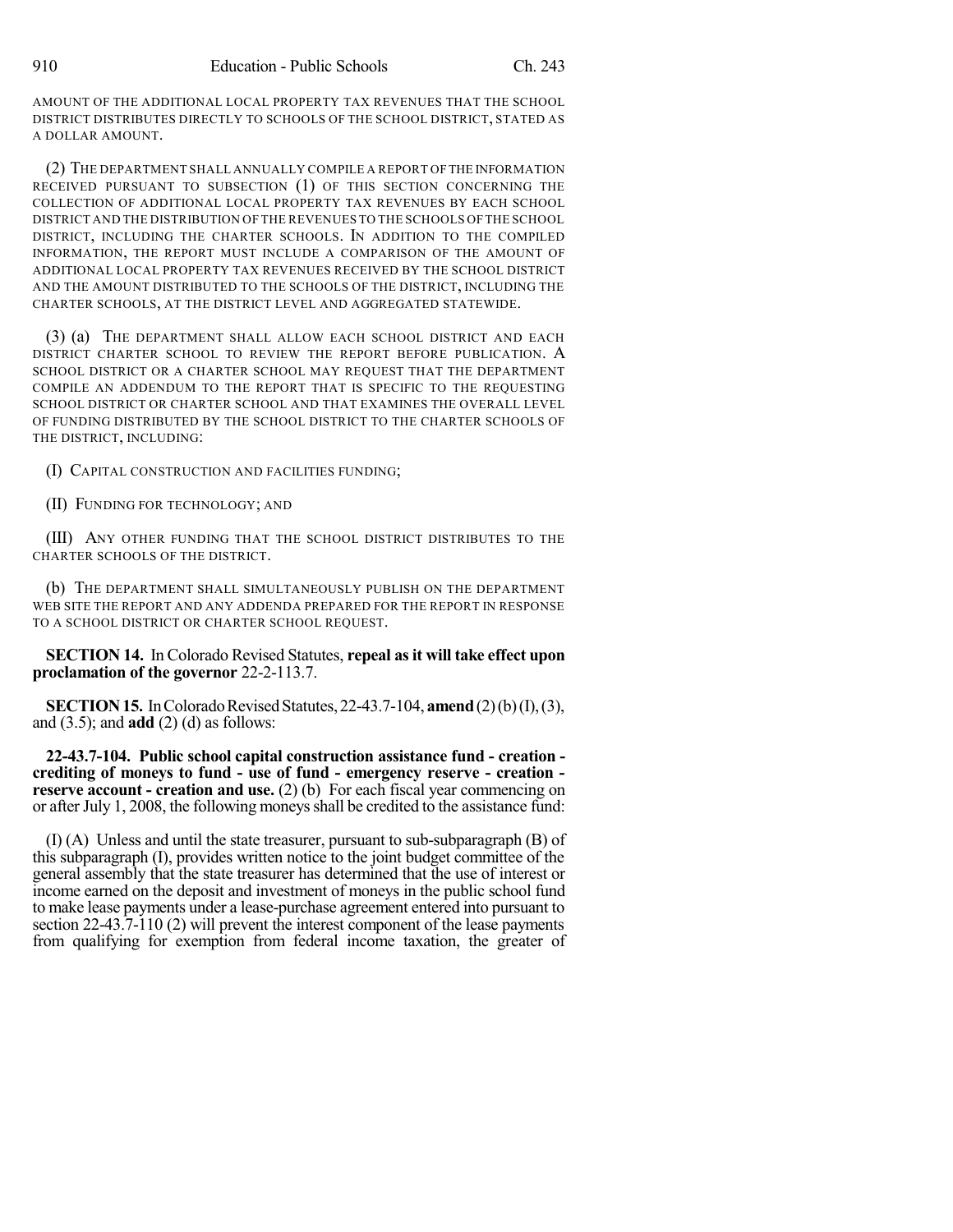AMOUNT OF THE ADDITIONAL LOCAL PROPERTY TAX REVENUES THAT THE SCHOOL DISTRICT DISTRIBUTES DIRECTLY TO SCHOOLS OF THE SCHOOL DISTRICT, STATED AS A DOLLAR AMOUNT.

(2) THE DEPARTMENT SHALL ANNUALLY COMPILE A REPORT OF THE INFORMATION RECEIVED PURSUANT TO SUBSECTION (1) OF THIS SECTION CONCERNING THE COLLECTION OF ADDITIONAL LOCAL PROPERTY TAX REVENUES BY EACH SCHOOL DISTRICT AND THE DISTRIBUTION OF THE REVENUES TO THE SCHOOLS OF THE SCHOOL DISTRICT, INCLUDING THE CHARTER SCHOOLS. IN ADDITION TO THE COMPILED INFORMATION, THE REPORT MUST INCLUDE A COMPARISON OF THE AMOUNT OF ADDITIONAL LOCAL PROPERTY TAX REVENUES RECEIVED BY THE SCHOOL DISTRICT AND THE AMOUNT DISTRIBUTED TO THE SCHOOLS OF THE DISTRICT, INCLUDING THE CHARTER SCHOOLS, AT THE DISTRICT LEVEL AND AGGREGATED STATEWIDE.

(3) (a) THE DEPARTMENT SHALL ALLOW EACH SCHOOL DISTRICT AND EACH DISTRICT CHARTER SCHOOL TO REVIEW THE REPORT BEFORE PUBLICATION. A SCHOOL DISTRICT OR A CHARTER SCHOOL MAY REQUEST THAT THE DEPARTMENT COMPILE AN ADDENDUM TO THE REPORT THAT IS SPECIFIC TO THE REQUESTING SCHOOL DISTRICT OR CHARTER SCHOOL AND THAT EXAMINES THE OVERALL LEVEL OF FUNDING DISTRIBUTED BY THE SCHOOL DISTRICT TO THE CHARTER SCHOOLS OF THE DISTRICT, INCLUDING:

(I) CAPITAL CONSTRUCTION AND FACILITIES FUNDING;

(II) FUNDING FOR TECHNOLOGY; AND

(III) ANY OTHER FUNDING THAT THE SCHOOL DISTRICT DISTRIBUTES TO THE CHARTER SCHOOLS OF THE DISTRICT.

(b) THE DEPARTMENT SHALL SIMULTANEOUSLY PUBLISH ON THE DEPARTMENT WEB SITE THE REPORT AND ANY ADDENDA PREPARED FOR THE REPORT IN RESPONSE TO A SCHOOL DISTRICT OR CHARTER SCHOOL REQUEST.

**SECTION 14.** In Colorado Revised Statutes, **repeal as it will take effect upon proclamation of the governor** 22-2-113.7.

**SECTION 15.** In Colorado Revised Statutes, 22-43.7-104, **amend** (2) (b) (I), (3), and (3.5); and **add** (2) (d) as follows:

**22-43.7-104. Public school capital construction assistance fund - creation - crediting of moneys to fund - use of fund - emergency reserve - creation - reserve account - creation and use.** (2) (b) For each fiscal year commencing on or after July 1, 2008, the following moneys shall be credited to the assistance fund:

(I) (A) Unless and until the state treasurer, pursuant to sub-subparagraph (B) of this subparagraph (I), provides written notice to the joint budget committee of the general assembly that the state treasurer has determined that the use of interest or income earned on the deposit and investment of moneys in the public school fund to make lease payments under a lease-purchase agreement entered into pursuant to section 22-43.7-110 (2) will prevent the interest component of the lease payments from qualifying for exemption from federal income taxation, the greater of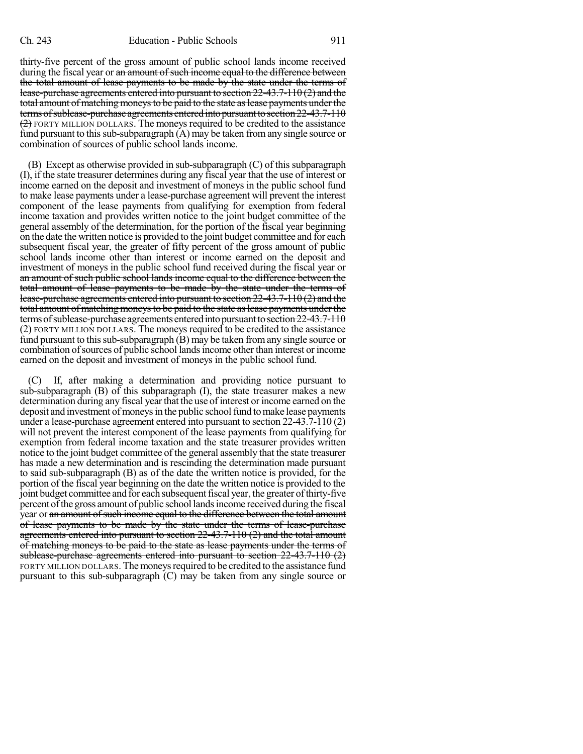thirty-five percent of the gross amount of public school lands income received during the fiscal year or ~~an amount of such income equal to the difference between the total amount of lease payments to be made by the state under the terms of lease-purchase agreements entered into pursuant to section 22-43.7-110 (2) and the total amount of matching moneys to be paid to the state as lease payments under the terms of sublease-purchase agreements entered into pursuant to section 22-43.7-110 (2)~~ FORTY MILLION DOLLARS. The moneys required to be credited to the assistance fund pursuant to this sub-subparagraph (A) may be taken from any single source or combination of sources of public school lands income.

(B) Except as otherwise provided in sub-subparagraph (C) of this subparagraph (I), if the state treasurer determines during any fiscal year that the use of interest or income earned on the deposit and investment of moneys in the public school fund to make lease payments under a lease-purchase agreement will prevent the interest component of the lease payments from qualifying for exemption from federal income taxation and provides written notice to the joint budget committee of the general assembly of the determination, for the portion of the fiscal year beginning on the date the written notice is provided to the joint budget committee and for each subsequent fiscal year, the greater of fifty percent of the gross amount of public school lands income other than interest or income earned on the deposit and investment of moneys in the public school fund received during the fiscal year or ~~an amount of such public school lands income equal to the difference between the total amount of lease payments to be made by the state under the terms of lease-purchase agreements entered into pursuant to section 22-43.7-110 (2) and the total amount of matching moneys to be paid to the state as lease payments under the terms of sublease-purchase agreements entered into pursuant to section 22-43.7-110 (2)~~ FORTY MILLION DOLLARS. The moneys required to be credited to the assistance fund pursuant to this sub-subparagraph (B) may be taken from any single source or combination of sources of public school lands income other than interest or income earned on the deposit and investment of moneys in the public school fund.

(C) If, after making a determination and providing notice pursuant to sub-subparagraph (B) of this subparagraph (I), the state treasurer makes a new determination during any fiscal year that the use of interest or income earned on the deposit and investment of moneys in the public school fund to make lease payments under a lease-purchase agreement entered into pursuant to section 22-43.7-110 (2) will not prevent the interest component of the lease payments from qualifying for exemption from federal income taxation and the state treasurer provides written notice to the joint budget committee of the general assembly that the state treasurer has made a new determination and is rescinding the determination made pursuant to said sub-subparagraph (B) as of the date the written notice is provided, for the portion of the fiscal year beginning on the date the written notice is provided to the joint budget committee and for each subsequent fiscal year, the greater of thirty-five percent of the gross amount of public school lands income received during the fiscal year or ~~an amount of such income equal to the difference between the total amount of lease payments to be made by the state under the terms of lease-purchase agreements entered into pursuant to section 22-43.7-110 (2) and the total amount of matching moneys to be paid to the state as lease payments under the terms of sublease-purchase agreements entered into pursuant to section 22-43.7-110 (2)~~ FORTY MILLION DOLLARS. The moneys required to be credited to the assistance fund pursuant to this sub-subparagraph (C) may be taken from any single source or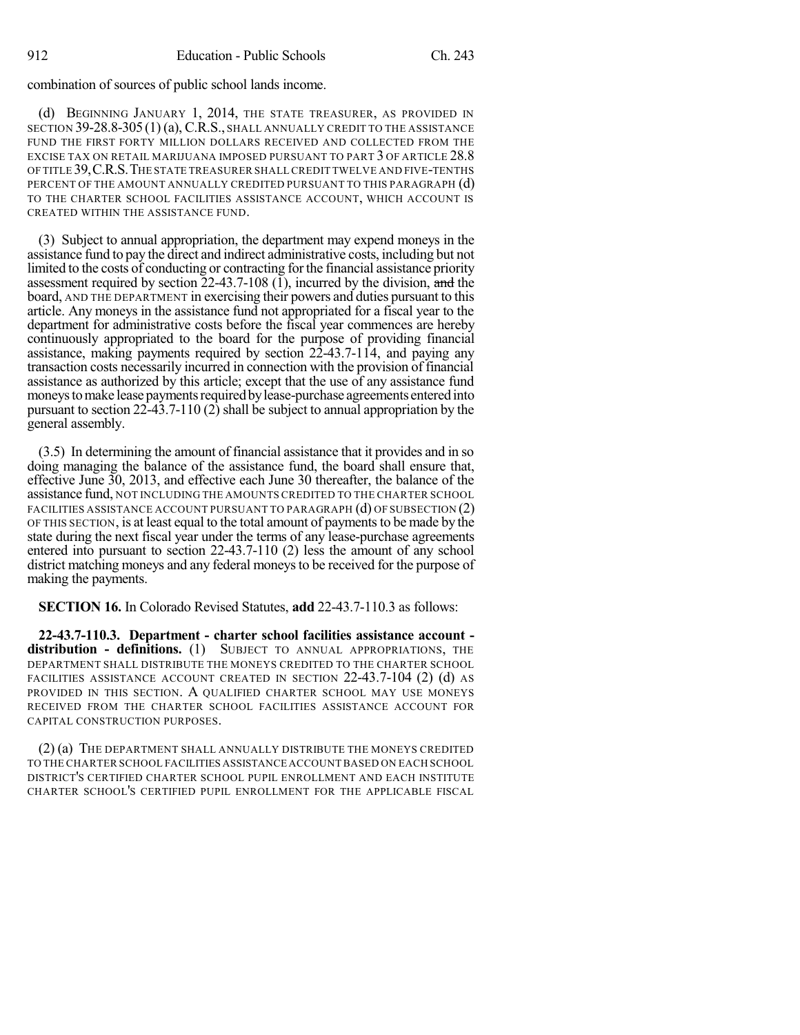combination of sources of public school lands income.

(d) BEGINNING JANUARY 1, 2014, THE STATE TREASURER, AS PROVIDED IN SECTION 39-28.8-305 (1) (a), C.R.S., SHALL ANNUALLY CREDIT TO THE ASSISTANCE FUND THE FIRST FORTY MILLION DOLLARS RECEIVED AND COLLECTED FROM THE EXCISE TAX ON RETAIL MARIJUANA IMPOSED PURSUANT TO PART 3 OF ARTICLE 28.8 OF TITLE 39, C.R.S. THE STATE TREASURER SHALL CREDIT TWELVE AND FIVE-TENTHS PERCENT OF THE AMOUNT ANNUALLY CREDITED PURSUANT TO THIS PARAGRAPH (d) TO THE CHARTER SCHOOL FACILITIES ASSISTANCE ACCOUNT, WHICH ACCOUNT IS CREATED WITHIN THE ASSISTANCE FUND.

(3) Subject to annual appropriation, the department may expend moneys in the assistance fund to pay the direct and indirect administrative costs, including but not limited to the costs of conducting or contracting for the financial assistance priority assessment required by section 22-43.7-108 (1), incurred by the division, ~~and~~ the board, AND THE DEPARTMENT in exercising their powers and duties pursuant to this article. Any moneys in the assistance fund not appropriated for a fiscal year to the department for administrative costs before the fiscal year commences are hereby continuously appropriated to the board for the purpose of providing financial assistance, making payments required by section 22-43.7-114, and paying any transaction costs necessarily incurred in connection with the provision of financial assistance as authorized by this article; except that the use of any assistance fund moneys to make lease payments required by lease-purchase agreements entered into pursuant to section 22-43.7-110 (2) shall be subject to annual appropriation by the general assembly.

(3.5) In determining the amount of financial assistance that it provides and in so doing managing the balance of the assistance fund, the board shall ensure that, effective June 30, 2013, and effective each June 30 thereafter, the balance of the assistance fund, NOT INCLUDING THE AMOUNTS CREDITED TO THE CHARTER SCHOOL FACILITIES ASSISTANCE ACCOUNT PURSUANT TO PARAGRAPH (d) OF SUBSECTION (2) OF THIS SECTION, is at least equal to the total amount of payments to be made by the state during the next fiscal year under the terms of any lease-purchase agreements entered into pursuant to section 22-43.7-110 (2) less the amount of any school district matching moneys and any federal moneys to be received for the purpose of making the payments.

**SECTION 16.** In Colorado Revised Statutes, **add** 22-43.7-110.3 as follows:

**22-43.7-110.3. Department - charter school facilities assistance account - distribution - definitions.** (1) SUBJECT TO ANNUAL APPROPRIATIONS, THE DEPARTMENT SHALL DISTRIBUTE THE MONEYS CREDITED TO THE CHARTER SCHOOL FACILITIES ASSISTANCE ACCOUNT CREATED IN SECTION 22-43.7-104 (2) (d) AS PROVIDED IN THIS SECTION. A QUALIFIED CHARTER SCHOOL MAY USE MONEYS RECEIVED FROM THE CHARTER SCHOOL FACILITIES ASSISTANCE ACCOUNT FOR CAPITAL CONSTRUCTION PURPOSES.

(2) (a) THE DEPARTMENT SHALL ANNUALLY DISTRIBUTE THE MONEYS CREDITED TO THE CHARTER SCHOOL FACILITIES ASSISTANCE ACCOUNT BASED ON EACH SCHOOL DISTRICT'S CERTIFIED CHARTER SCHOOL PUPIL ENROLLMENT AND EACH INSTITUTE CHARTER SCHOOL'S CERTIFIED PUPIL ENROLLMENT FOR THE APPLICABLE FISCAL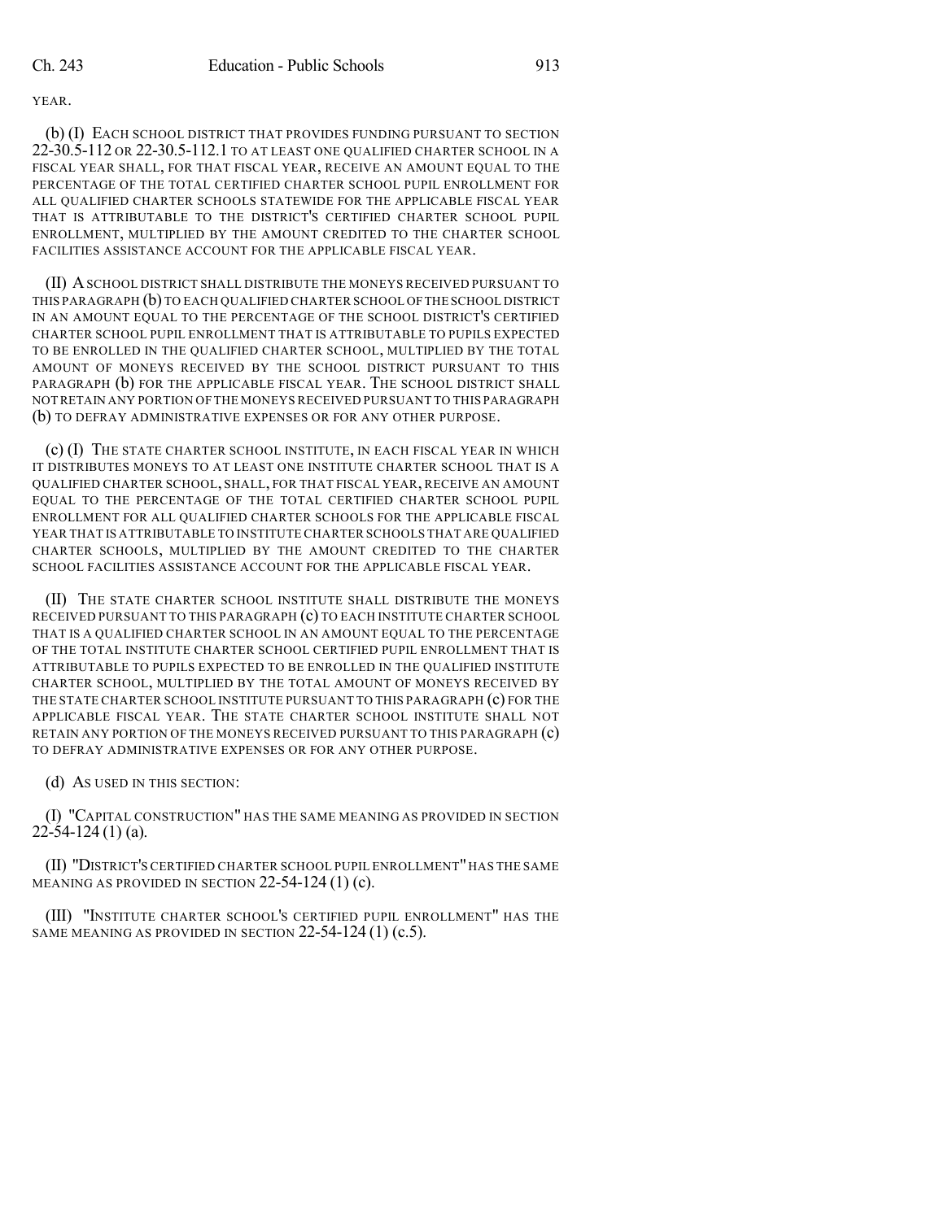YEAR.

(b) (I) EACH SCHOOL DISTRICT THAT PROVIDES FUNDING PURSUANT TO SECTION 22-30.5-112 OR 22-30.5-112.1 TO AT LEAST ONE QUALIFIED CHARTER SCHOOL IN A FISCAL YEAR SHALL, FOR THAT FISCAL YEAR, RECEIVE AN AMOUNT EQUAL TO THE PERCENTAGE OF THE TOTAL CERTIFIED CHARTER SCHOOL PUPIL ENROLLMENT FOR ALL QUALIFIED CHARTER SCHOOLS STATEWIDE FOR THE APPLICABLE FISCAL YEAR THAT IS ATTRIBUTABLE TO THE DISTRICT'S CERTIFIED CHARTER SCHOOL PUPIL ENROLLMENT, MULTIPLIED BY THE AMOUNT CREDITED TO THE CHARTER SCHOOL FACILITIES ASSISTANCE ACCOUNT FOR THE APPLICABLE FISCAL YEAR.

(II) A SCHOOL DISTRICT SHALL DISTRIBUTE THE MONEYS RECEIVED PURSUANT TO THIS PARAGRAPH (b) TO EACH QUALIFIED CHARTER SCHOOL OF THE SCHOOL DISTRICT IN AN AMOUNT EQUAL TO THE PERCENTAGE OF THE SCHOOL DISTRICT'S CERTIFIED CHARTER SCHOOL PUPIL ENROLLMENT THAT IS ATTRIBUTABLE TO PUPILS EXPECTED TO BE ENROLLED IN THE QUALIFIED CHARTER SCHOOL, MULTIPLIED BY THE TOTAL AMOUNT OF MONEYS RECEIVED BY THE SCHOOL DISTRICT PURSUANT TO THIS PARAGRAPH (b) FOR THE APPLICABLE FISCAL YEAR. THE SCHOOL DISTRICT SHALL NOT RETAIN ANY PORTION OF THE MONEYS RECEIVED PURSUANT TO THIS PARAGRAPH (b) TO DEFRAY ADMINISTRATIVE EXPENSES OR FOR ANY OTHER PURPOSE.

(c) (I) THE STATE CHARTER SCHOOL INSTITUTE, IN EACH FISCAL YEAR IN WHICH IT DISTRIBUTES MONEYS TO AT LEAST ONE INSTITUTE CHARTER SCHOOL THAT IS A QUALIFIED CHARTER SCHOOL, SHALL, FOR THAT FISCAL YEAR, RECEIVE AN AMOUNT EQUAL TO THE PERCENTAGE OF THE TOTAL CERTIFIED CHARTER SCHOOL PUPIL ENROLLMENT FOR ALL QUALIFIED CHARTER SCHOOLS FOR THE APPLICABLE FISCAL YEAR THAT IS ATTRIBUTABLE TO INSTITUTE CHARTER SCHOOLS THAT ARE QUALIFIED CHARTER SCHOOLS, MULTIPLIED BY THE AMOUNT CREDITED TO THE CHARTER SCHOOL FACILITIES ASSISTANCE ACCOUNT FOR THE APPLICABLE FISCAL YEAR.

(II) THE STATE CHARTER SCHOOL INSTITUTE SHALL DISTRIBUTE THE MONEYS RECEIVED PURSUANT TO THIS PARAGRAPH (c) TO EACH INSTITUTE CHARTER SCHOOL THAT IS A QUALIFIED CHARTER SCHOOL IN AN AMOUNT EQUAL TO THE PERCENTAGE OF THE TOTAL INSTITUTE CHARTER SCHOOL CERTIFIED PUPIL ENROLLMENT THAT IS ATTRIBUTABLE TO PUPILS EXPECTED TO BE ENROLLED IN THE QUALIFIED INSTITUTE CHARTER SCHOOL, MULTIPLIED BY THE TOTAL AMOUNT OF MONEYS RECEIVED BY THE STATE CHARTER SCHOOL INSTITUTE PURSUANT TO THIS PARAGRAPH (c) FOR THE APPLICABLE FISCAL YEAR. THE STATE CHARTER SCHOOL INSTITUTE SHALL NOT RETAIN ANY PORTION OF THE MONEYS RECEIVED PURSUANT TO THIS PARAGRAPH (c) TO DEFRAY ADMINISTRATIVE EXPENSES OR FOR ANY OTHER PURPOSE.

(d) AS USED IN THIS SECTION:

(I) "CAPITAL CONSTRUCTION" HAS THE SAME MEANING AS PROVIDED IN SECTION 22-54-124 (1) (a).

(II) "DISTRICT'S CERTIFIED CHARTER SCHOOL PUPIL ENROLLMENT" HAS THE SAME MEANING AS PROVIDED IN SECTION 22-54-124 (1) (c).

(III) "INSTITUTE CHARTER SCHOOL'S CERTIFIED PUPIL ENROLLMENT" HAS THE SAME MEANING AS PROVIDED IN SECTION 22-54-124 (1) (c.5).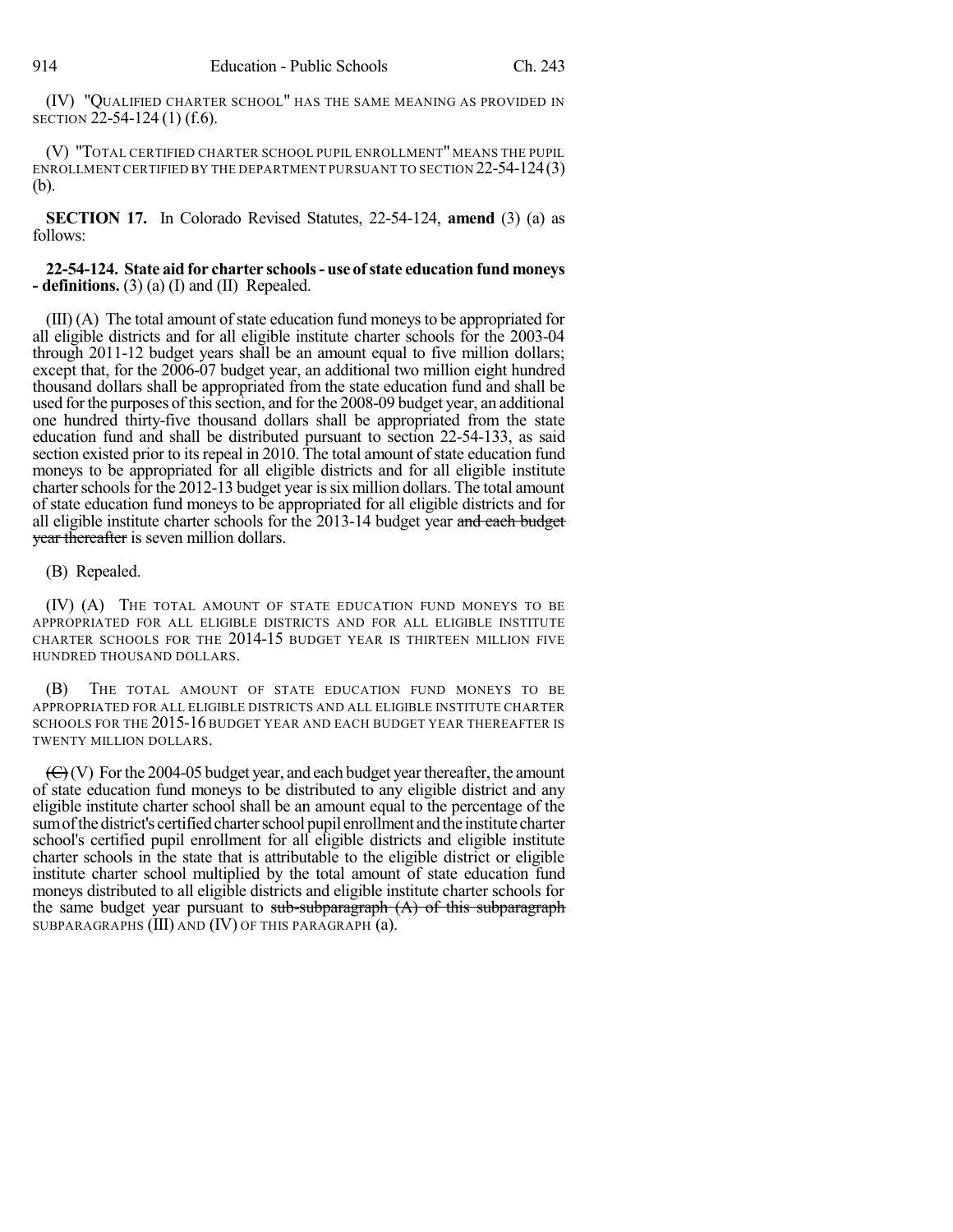(IV) "QUALIFIED CHARTER SCHOOL" HAS THE SAME MEANING AS PROVIDED IN SECTION 22-54-124 (1) (f.6).

(V) "TOTAL CERTIFIED CHARTER SCHOOL PUPIL ENROLLMENT" MEANS THE PUPIL ENROLLMENT CERTIFIED BY THE DEPARTMENT PURSUANT TO SECTION 22-54-124 (3) (b).

**SECTION 17.** In Colorado Revised Statutes, 22-54-124, **amend** (3) (a) as follows:

**22-54-124. State aid for charter schools - use of state education fund moneys - definitions.** (3) (a) (I) and (II) Repealed.

(III) (A) The total amount of state education fund moneys to be appropriated for all eligible districts and for all eligible institute charter schools for the 2003-04 through 2011-12 budget years shall be an amount equal to five million dollars; except that, for the 2006-07 budget year, an additional two million eight hundred thousand dollars shall be appropriated from the state education fund and shall be used for the purposes of this section, and for the 2008-09 budget year, an additional one hundred thirty-five thousand dollars shall be appropriated from the state education fund and shall be distributed pursuant to section 22-54-133, as said section existed prior to its repeal in 2010. The total amount of state education fund moneys to be appropriated for all eligible districts and for all eligible institute charter schools for the 2012-13 budget year is six million dollars. The total amount of state education fund moneys to be appropriated for all eligible districts and for all eligible institute charter schools for the 2013-14 budget year ~~and each budget year thereafter~~ is seven million dollars.

(B) Repealed.

(IV) (A) THE TOTAL AMOUNT OF STATE EDUCATION FUND MONEYS TO BE APPROPRIATED FOR ALL ELIGIBLE DISTRICTS AND FOR ALL ELIGIBLE INSTITUTE CHARTER SCHOOLS FOR THE 2014-15 BUDGET YEAR IS THIRTEEN MILLION FIVE HUNDRED THOUSAND DOLLARS.

(B) THE TOTAL AMOUNT OF STATE EDUCATION FUND MONEYS TO BE APPROPRIATED FOR ALL ELIGIBLE DISTRICTS AND ALL ELIGIBLE INSTITUTE CHARTER SCHOOLS FOR THE 2015-16 BUDGET YEAR AND EACH BUDGET YEAR THEREAFTER IS TWENTY MILLION DOLLARS.

~~(C)~~ (V) For the 2004-05 budget year, and each budget year thereafter, the amount of state education fund moneys to be distributed to any eligible district and any eligible institute charter school shall be an amount equal to the percentage of the sum of the district's certified charter school pupil enrollment and the institute charter school's certified pupil enrollment for all eligible districts and eligible institute charter schools in the state that is attributable to the eligible district or eligible institute charter school multiplied by the total amount of state education fund moneys distributed to all eligible districts and eligible institute charter schools for the same budget year pursuant to ~~sub-subparagraph (A) of this subparagraph~~ SUBPARAGRAPHS (III) AND (IV) OF THIS PARAGRAPH (a).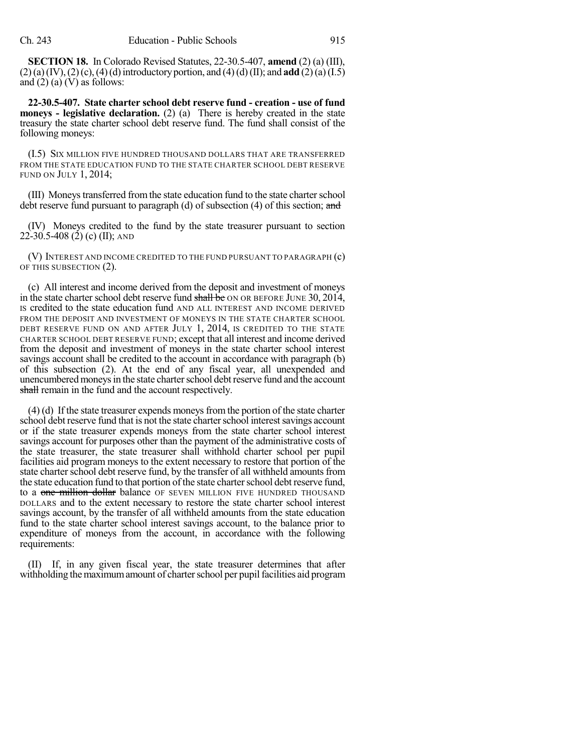**SECTION 18.** In Colorado Revised Statutes, 22-30.5-407, **amend** (2) (a) (III), (2) (a) (IV), (2) (c), (4) (d) introductory portion, and (4) (d) (II); and **add** (2) (a) (I.5) and (2) (a) (V) as follows:

**22-30.5-407. State charter school debt reserve fund - creation - use of fund moneys - legislative declaration.** (2) (a) There is hereby created in the state treasury the state charter school debt reserve fund. The fund shall consist of the following moneys:

(I.5) SIX MILLION FIVE HUNDRED THOUSAND DOLLARS THAT ARE TRANSFERRED FROM THE STATE EDUCATION FUND TO THE STATE CHARTER SCHOOL DEBT RESERVE FUND ON JULY 1, 2014;

(III) Moneys transferred from the state education fund to the state charter school debt reserve fund pursuant to paragraph (d) of subsection (4) of this section; ~~and~~

(IV) Moneys credited to the fund by the state treasurer pursuant to section 22-30.5-408 (2) (c) (II); AND

(V) INTEREST AND INCOME CREDITED TO THE FUND PURSUANT TO PARAGRAPH (c) OF THIS SUBSECTION (2).

(c) All interest and income derived from the deposit and investment of moneys in the state charter school debt reserve fund ~~shall be~~ ON OR BEFORE JUNE 30, 2014, IS credited to the state education fund AND ALL INTEREST AND INCOME DERIVED FROM THE DEPOSIT AND INVESTMENT OF MONEYS IN THE STATE CHARTER SCHOOL DEBT RESERVE FUND ON AND AFTER JULY 1, 2014, IS CREDITED TO THE STATE CHARTER SCHOOL DEBT RESERVE FUND; except that all interest and income derived from the deposit and investment of moneys in the state charter school interest savings account shall be credited to the account in accordance with paragraph (b) of this subsection (2). At the end of any fiscal year, all unexpended and unencumbered moneys in the state charter school debt reserve fund and the account ~~shall~~ remain in the fund and the account respectively.

(4) (d) If the state treasurer expends moneys from the portion of the state charter school debt reserve fund that is not the state charter school interest savings account or if the state treasurer expends moneys from the state charter school interest savings account for purposes other than the payment of the administrative costs of the state treasurer, the state treasurer shall withhold charter school per pupil facilities aid program moneys to the extent necessary to restore that portion of the state charter school debt reserve fund, by the transfer of all withheld amounts from the state education fund to that portion of the state charter school debt reserve fund, to a ~~one million dollar~~ balance OF SEVEN MILLION FIVE HUNDRED THOUSAND DOLLARS and to the extent necessary to restore the state charter school interest savings account, by the transfer of all withheld amounts from the state education fund to the state charter school interest savings account, to the balance prior to expenditure of moneys from the account, in accordance with the following requirements:

(II) If, in any given fiscal year, the state treasurer determines that after withholding the maximum amount of charter school per pupil facilities aid program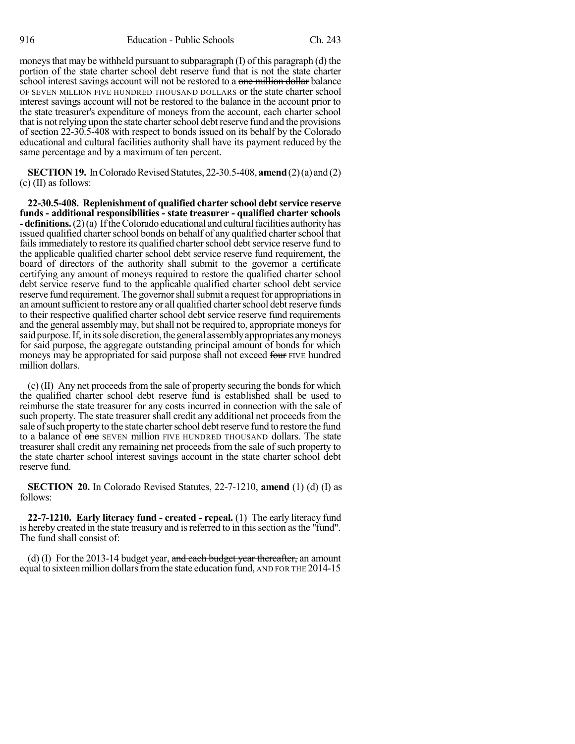moneys that may be withheld pursuant to subparagraph (I) of this paragraph (d) the portion of the state charter school debt reserve fund that is not the state charter school interest savings account will not be restored to a ~~one million dollar~~ balance OF SEVEN MILLION FIVE HUNDRED THOUSAND DOLLARS or the state charter school interest savings account will not be restored to the balance in the account prior to the state treasurer's expenditure of moneys from the account, each charter school that is not relying upon the state charter school debt reserve fund and the provisions of section 22-30.5-408 with respect to bonds issued on its behalf by the Colorado educational and cultural facilities authority shall have its payment reduced by the same percentage and by a maximum of ten percent.

**SECTION 19.** In Colorado Revised Statutes, 22-30.5-408, **amend** (2) (a) and (2) (c) (II) as follows:

**22-30.5-408. Replenishment of qualified charter school debt service reserve funds - additional responsibilities - state treasurer - qualified charter schools - definitions.** (2) (a) If the Colorado educational and cultural facilities authority has issued qualified charter school bonds on behalf of any qualified charter school that fails immediately to restore its qualified charter school debt service reserve fund to the applicable qualified charter school debt service reserve fund requirement, the board of directors of the authority shall submit to the governor a certificate certifying any amount of moneys required to restore the qualified charter school debt service reserve fund to the applicable qualified charter school debt service reserve fund requirement. The governor shall submit a request for appropriations in an amount sufficient to restore any or all qualified charter school debt reserve funds to their respective qualified charter school debt service reserve fund requirements and the general assembly may, but shall not be required to, appropriate moneys for said purpose. If, in its sole discretion, the general assembly appropriates any moneys for said purpose, the aggregate outstanding principal amount of bonds for which moneys may be appropriated for said purpose shall not exceed ~~four~~ FIVE hundred million dollars.

(c) (II) Any net proceeds from the sale of property securing the bonds for which the qualified charter school debt reserve fund is established shall be used to reimburse the state treasurer for any costs incurred in connection with the sale of such property. The state treasurer shall credit any additional net proceeds from the sale of such property to the state charter school debt reserve fund to restore the fund to a balance of ~~one~~ SEVEN million FIVE HUNDRED THOUSAND dollars. The state treasurer shall credit any remaining net proceeds from the sale of such property to the state charter school interest savings account in the state charter school debt reserve fund.

**SECTION 20.** In Colorado Revised Statutes, 22-7-1210, **amend** (1) (d) (I) as follows:

**22-7-1210. Early literacy fund - created - repeal.** (1) The early literacy fund is hereby created in the state treasury and is referred to in this section as the "fund". The fund shall consist of:

(d) (I) For the 2013-14 budget year, ~~and each budget year thereafter,~~ an amount equal to sixteen million dollars from the state education fund, AND FOR THE 2014-15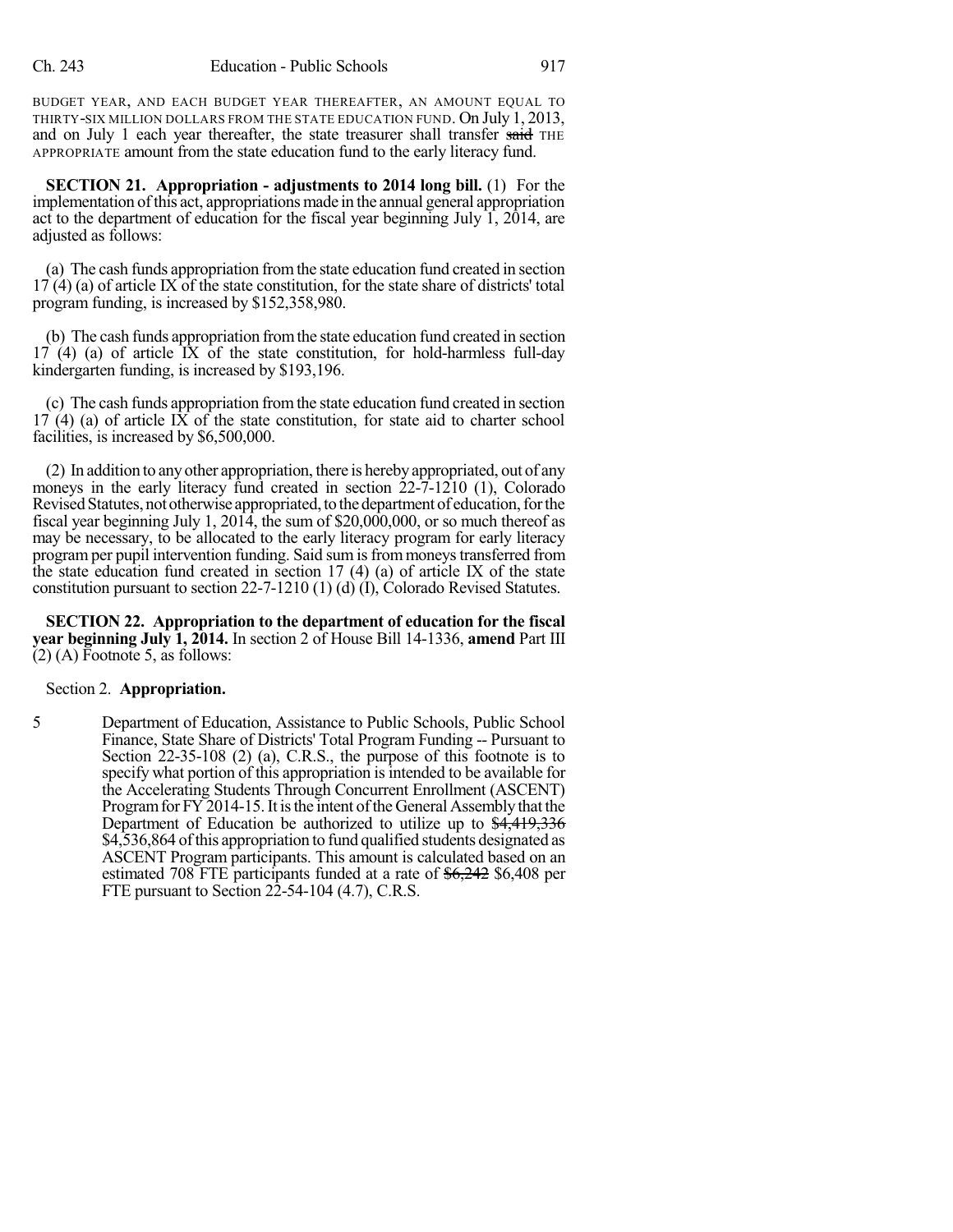BUDGET YEAR, AND EACH BUDGET YEAR THEREAFTER, AN AMOUNT EQUAL TO THIRTY-SIX MILLION DOLLARS FROM THE STATE EDUCATION FUND. On July 1, 2013, and on July 1 each year thereafter, the state treasurer shall transfer ~~said~~ THE APPROPRIATE amount from the state education fund to the early literacy fund.

**SECTION 21. Appropriation - adjustments to 2014 long bill.** (1) For the implementation of this act, appropriations made in the annual general appropriation act to the department of education for the fiscal year beginning July 1, 2014, are adjusted as follows:

(a) The cash funds appropriation from the state education fund created in section 17 (4) (a) of article IX of the state constitution, for the state share of districts' total program funding, is increased by $152,358,980.

(b) The cash funds appropriation from the state education fund created in section 17 (4) (a) of article IX of the state constitution, for hold-harmless full-day kindergarten funding, is increased by $193,196.

(c) The cash funds appropriation from the state education fund created in section 17 (4) (a) of article IX of the state constitution, for state aid to charter school facilities, is increased by $6,500,000.

(2) In addition to any other appropriation, there is hereby appropriated, out of any moneys in the early literacy fund created in section 22-7-1210 (1), Colorado Revised Statutes, not otherwise appropriated, to the department of education, for the fiscal year beginning July 1, 2014, the sum of $20,000,000, or so much thereof as may be necessary, to be allocated to the early literacy program for early literacy program per pupil intervention funding. Said sum is from moneys transferred from the state education fund created in section 17 (4) (a) of article IX of the state constitution pursuant to section 22-7-1210 (1) (d) (I), Colorado Revised Statutes.

**SECTION 22. Appropriation to the department of education for the fiscal year beginning July 1, 2014.** In section 2 of House Bill 14-1336, **amend** Part III (2) (A) Footnote 5, as follows:

Section 2. **Appropriation.**

5 Department of Education, Assistance to Public Schools, Public School Finance, State Share of Districts' Total Program Funding -- Pursuant to Section 22-35-108 (2) (a), C.R.S., the purpose of this footnote is to specify what portion of this appropriation is intended to be available for the Accelerating Students Through Concurrent Enrollment (ASCENT) Program for FY 2014-15. It is the intent of the General Assembly that the Department of Education be authorized to utilize up to ~~$4,419,336~~ $4,536,864 of this appropriation to fund qualified students designated as ASCENT Program participants. This amount is calculated based on an estimated 708 FTE participants funded at a rate of ~~$6,242~~ $6,408 per FTE pursuant to Section 22-54-104 (4.7), C.R.S.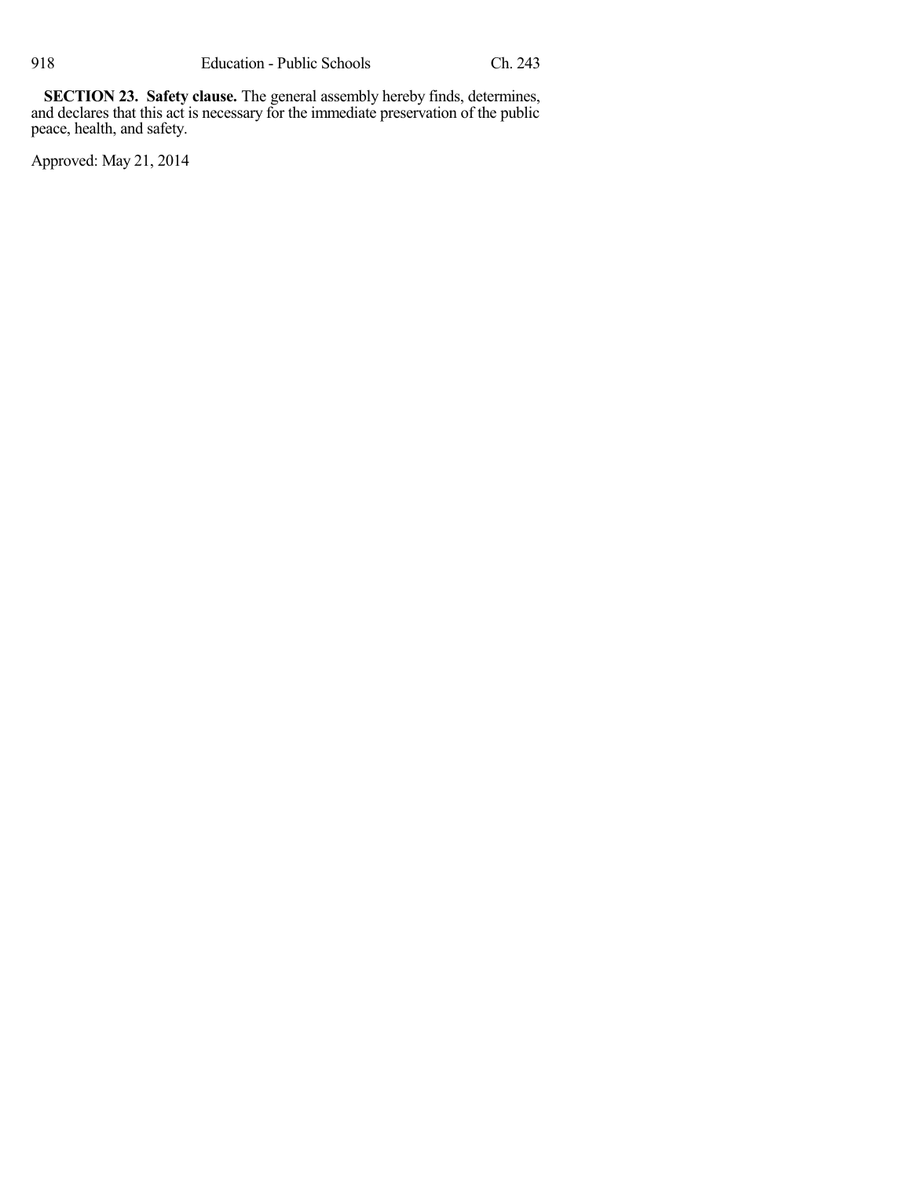**SECTION 23. Safety clause.** The general assembly hereby finds, determines, and declares that this act is necessary for the immediate preservation of the public peace, health, and safety.

Approved: May 21, 2014